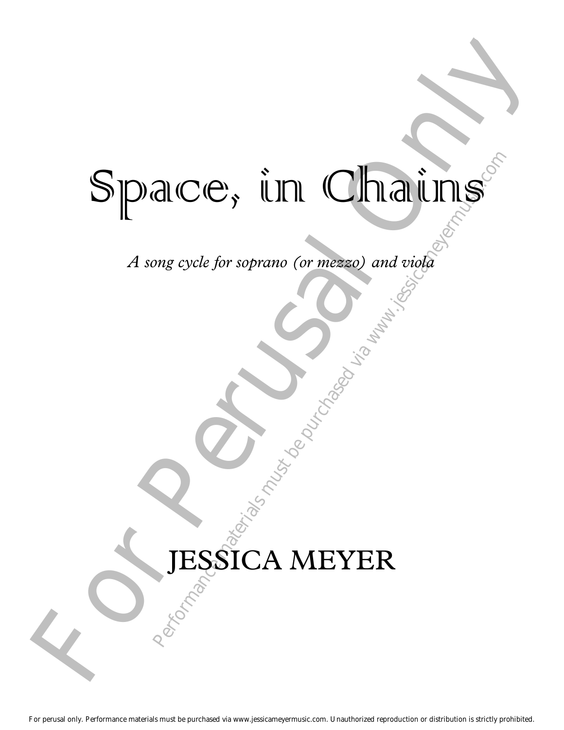# Space, in Chains

*A song cycle for soprano (or mezzo) and viola*

JESSICA MEYER

For perusal only. Performance materials must be purchased via www.jessicameyermusic.com. Unauthorized reproduction or distribution is strictly prohibited.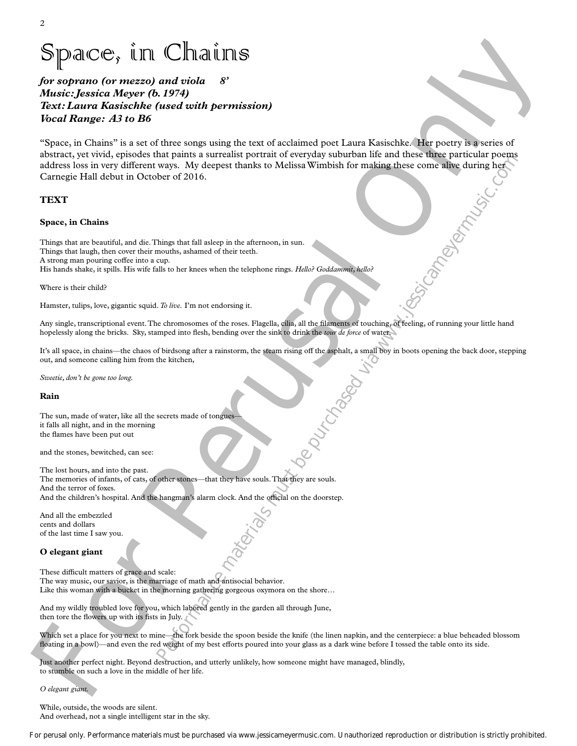# Space, in Chains

***for soprano (or mezzo) and viola 8'***
***Music: Jessica Meyer (b. 1974)***
***Text: Laura Kasischke (used with permission)***
***Vocal Range: A3 to B6***

"Space, in Chains" is a set of three songs using the text of acclaimed poet Laura Kasischke. Her poetry is a series of abstract, yet vivid, episodes that paints a surrealist portrait of everyday suburban life and these three particular poems address loss in very different ways. My deepest thanks to Melissa Wimbish for making these come alive during her Carnegie Hall debut in October of 2016.

## TEXT

### Space, in Chains

Things that are beautiful, and die. Things that fall asleep in the afternoon, in sun.
Things that laugh, then cover their mouths, ashamed of their teeth.
A strong man pouring coffee into a cup.
His hands shake, it spills. His wife falls to her knees when the telephone rings. *Hello? Goddammit, hello?*

Where is their child?

Hamster, tulips, love, gigantic squid. *To live.* I'm not endorsing it.

Any single, transcriptional event. The chromosomes of the roses. Flagella, cilia, all the filaments of touching, of feeling, of running your little hand hopelessly along the bricks. Sky, stamped into flesh, bending over the sink to drink the *tour de force* of water.

It's all space, in chains—the chaos of birdsong after a rainstorm, the steam rising off the asphalt, a small boy in boots opening the back door, stepping out, and someone calling him from the kitchen,

*Sweetie, don't be gone too long.*

### Rain

The sun, made of water, like all the secrets made of tongues—
it falls all night, and in the morning
the flames have been put out

and the stones, bewitched, can see:

The lost hours, and into the past.
The memories of infants, of cats, of other stones—that they have souls. That they are souls.
And the terror of foxes.
And the children's hospital. And the hangman's alarm clock. And the official on the doorstep.

And all the embezzled
cents and dollars
of the last time I saw you.

### O elegant giant

These difficult matters of grace and scale:
The way music, our savior, is the marriage of math and antisocial behavior.
Like this woman with a bucket in the morning gathering gorgeous oxymora on the shore…

And my wildly troubled love for you, which labored gently in the garden all through June,
then tore the flowers up with its fists in July.

Which set a place for you next to mine—the fork beside the spoon beside the knife (the linen napkin, and the centerpiece: a blue beheaded blossom floating in a bowl)—and even the red weight of my best efforts poured into your glass as a dark wine before I tossed the table onto its side.

Just another perfect night. Beyond destruction, and utterly unlikely, how someone might have managed, blindly,
to stumble on such a love in the middle of her life.

*O elegant giant.*

While, outside, the woods are silent.
And overhead, not a single intelligent star in the sky.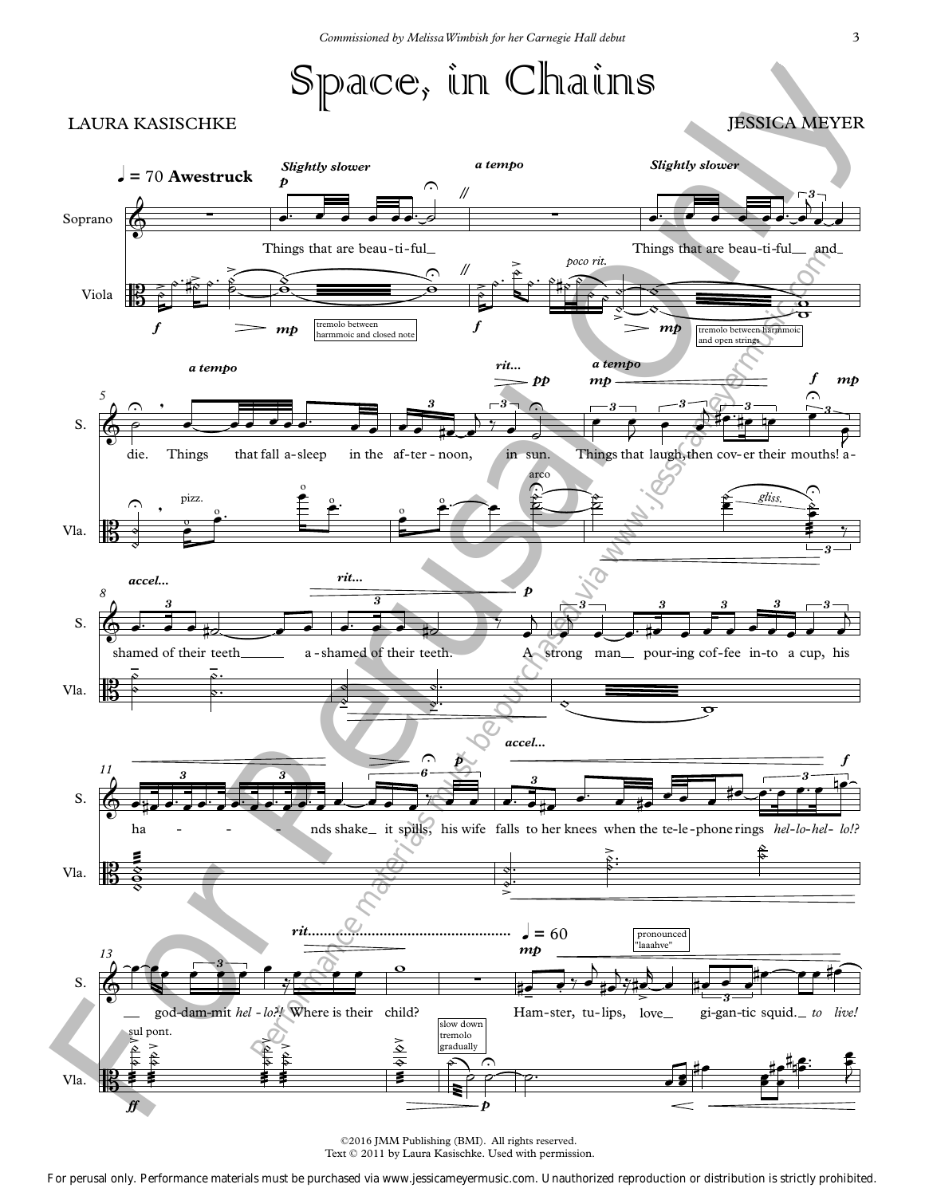*Commissioned by Melissa Wimbish for her Carnegie Hall debut*

# Space, in Chains

LAURA KASISCHKE

JESSICA MEYER

♩ = 70 **Awestruck**

Soprano: Things that are beau-ti-ful Things that are beau-ti-ful and die. Things that fall a-sleep in the af-ter-noon, in sun. Things that laugh, then cov-er their mouths! a-shamed of their teeth a-shamed of their teeth. A strong man pour-ing cof-fee in-to a cup, his ha - - - - nds shake it spills, his wife falls to her knees when the te-le-phone rings *hel-lo-hel-lo!?* god-dam-mit *hel-lo?!* Where is their child? Ham-ster, tu-lips, love gi-gan-tic squid. *to live!*

Viola: tremolo between harmoic and closed note; tremolo between harmoic and open strings; pizz.; arco; gliss.; sul pont.; slow down tremolo gradually

*Slightly slower* — *a tempo* — *Slightly slower* — *a tempo* — *rit...* — *a tempo* — *poco rit.* — *accel...* — *rit...* — *accel...* — *rit.......* — ♩ = 60

pronounced "laaahve"

©2016 JMM Publishing (BMI). All rights reserved.
Text © 2011 by Laura Kasischke. Used with permission.

For perusal only. Performance materials must be purchased via www.jessicameyermusic.com. Unauthorized reproduction or distribution is strictly prohibited.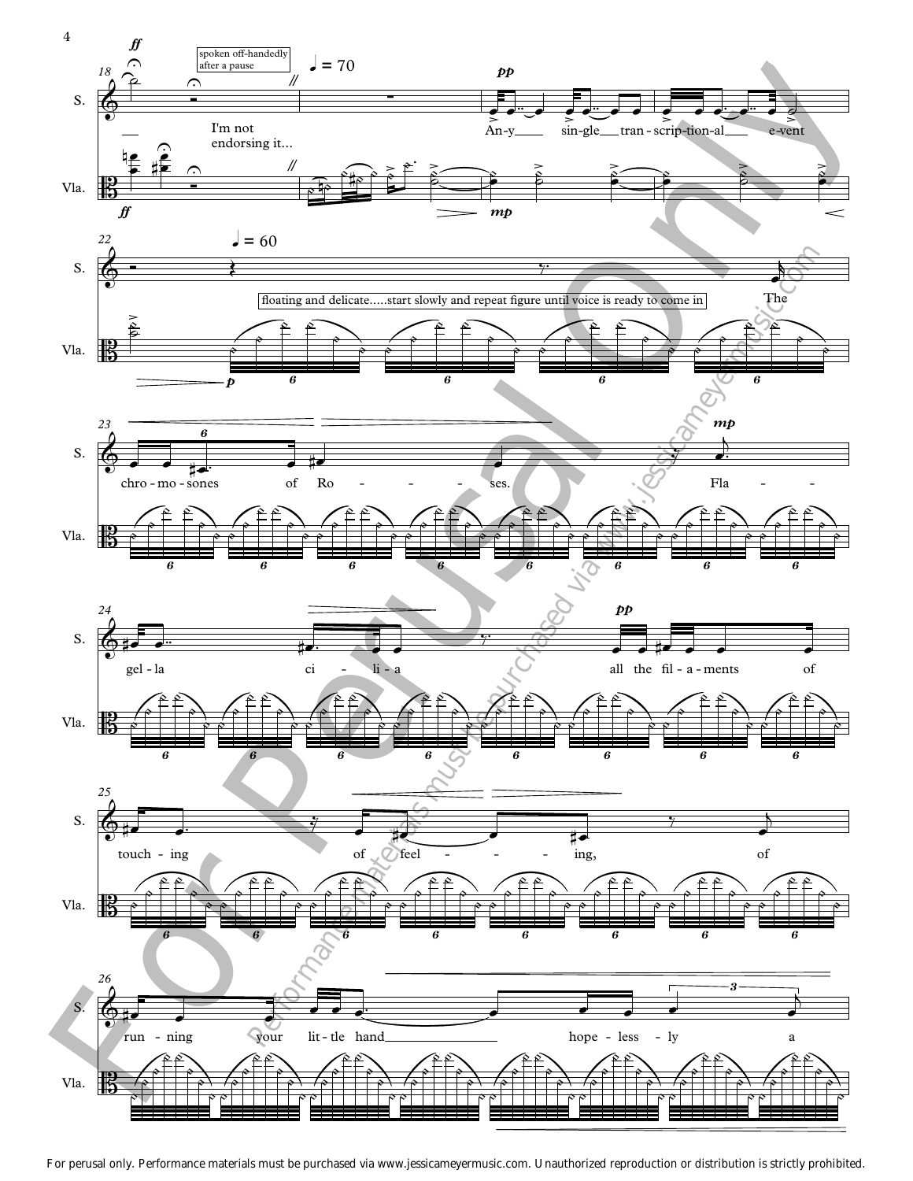spoken off-handedly after a pause

I'm not endorsing it...

♩ = 70

An-y sin-gle tran-scrip-tion-al e-vent

♩ = 60

floating and delicate.....start slowly and repeat figure until voice is ready to come in

The chro-mo-sones of Ro-ses. Fla-gel-la ci-li-a all the fil-a-ments of touch-ing of feel-ing, of run-ning your lit-tle hand hope-less-ly a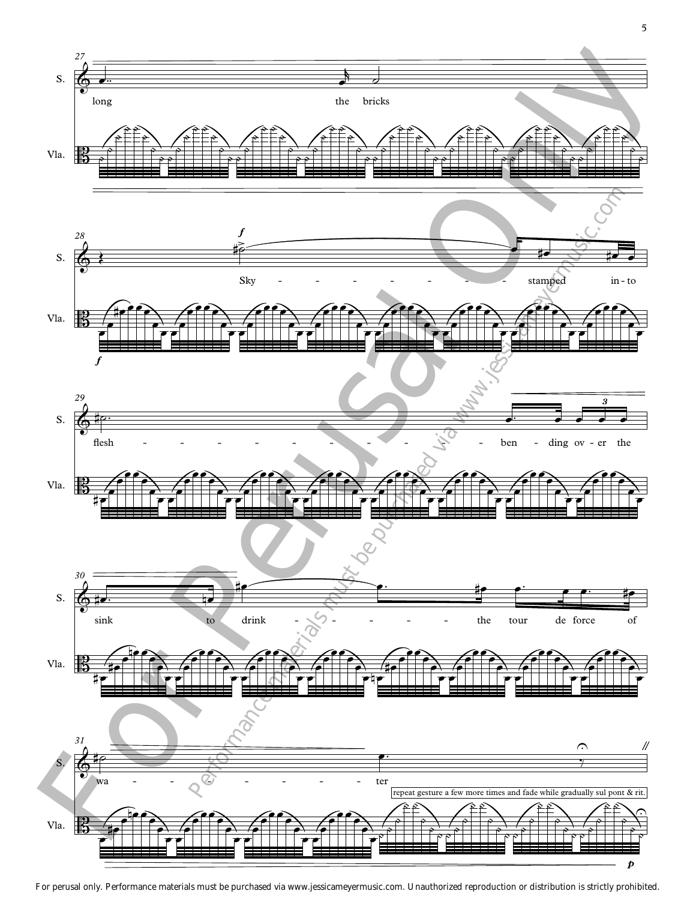27
S. long the bricks
Vla.

28
S. *f* Sky - - - - - - - - - stamped in-to
Vla. *f*

29
S. flesh - - - - - - - - - - - ben - ding ov - er the
Vla.

30
S. sink to drink - - - - - - the tour de force of
Vla.

31
S. wa - - - - - - - - ter
Vla. repeat gesture a few more times and fade while gradually sul pont & rit. *p*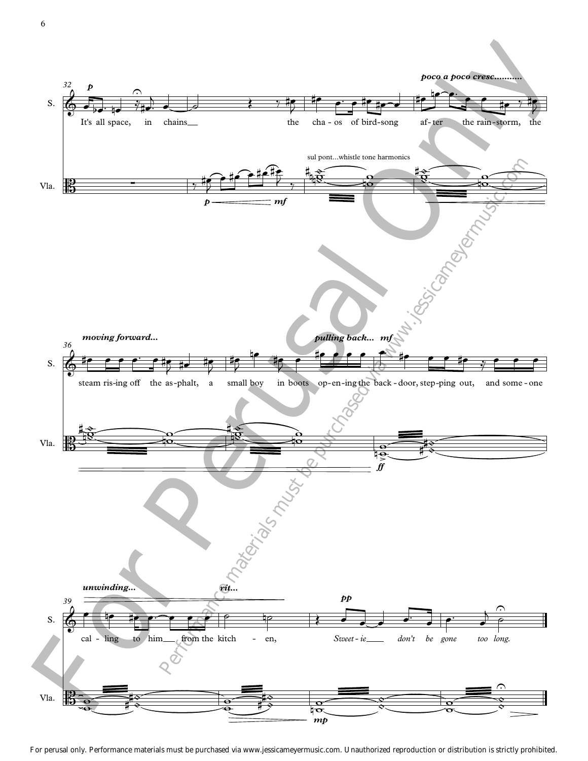It's all space, in chains the chaos of bird-song after the rain-storm, the steam rising off the asphalt, a small boy in boots opening the back-door, stepping out, and someone calling to him from the kitchen,

*Sweetie don't be gone too long.*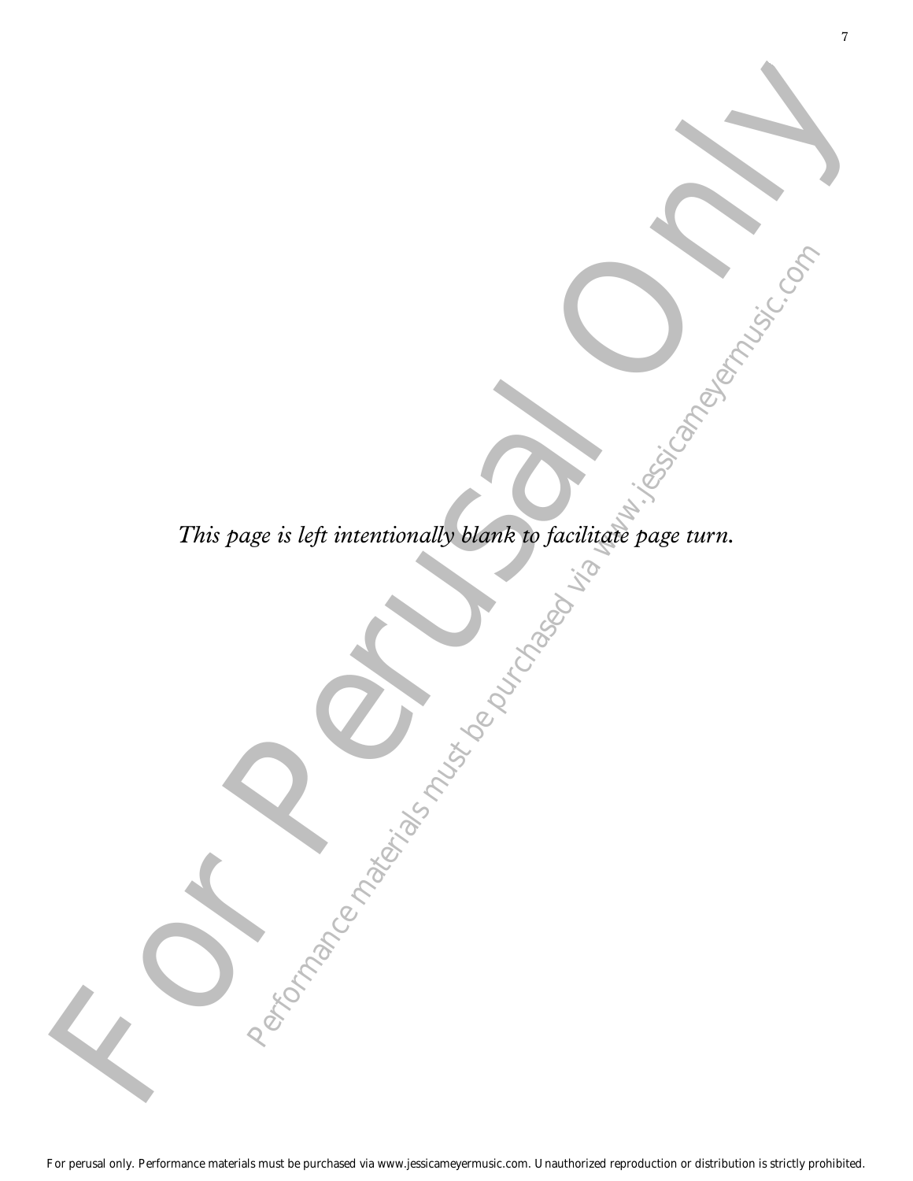*This page is left intentionally blank to facilitate page turn.*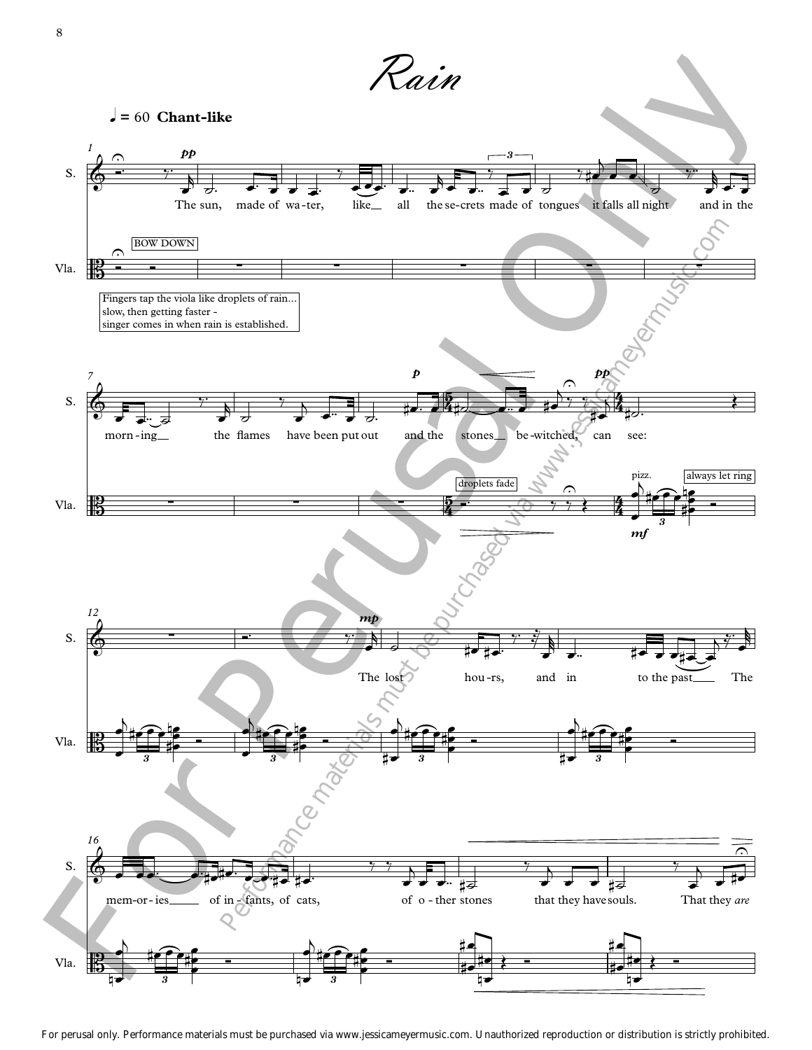# Rain

♩ = 60 **Chant-like**

Fingers tap the viola like droplets of rain... slow, then getting faster - singer comes in when rain is established.

BOW DOWN

The sun, made of wa-ter, like__ all the se-crets made of tongues it falls all night and in the morn-ing__ the flames have been put out and the stones__ be-witched, can see:

droplets fade

pizz. always let ring

The lost hou-rs, and in to the past__ The mem-or-ies__ of in-fants, of cats, of o-ther stones that they have souls. That they *are*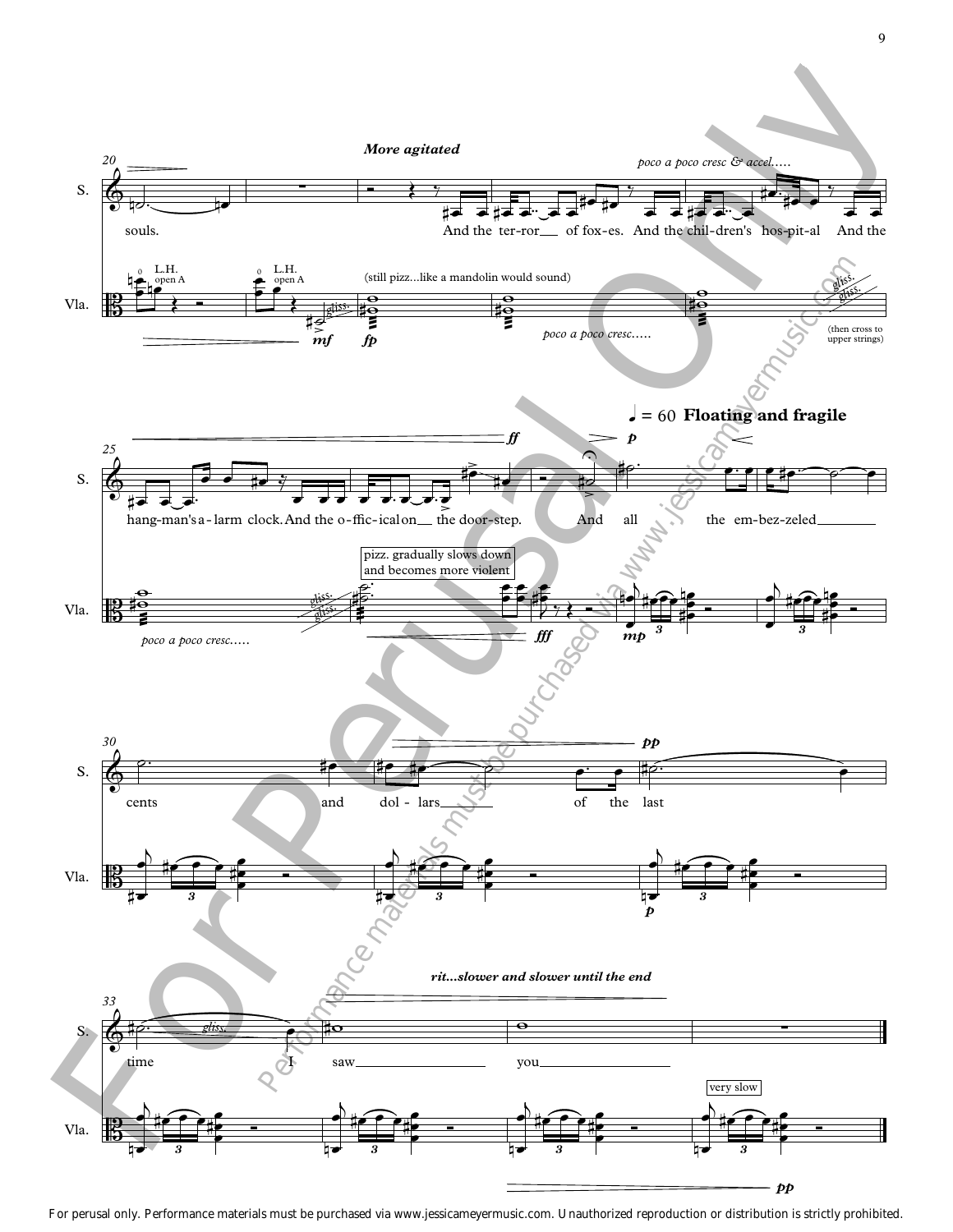*More agitated*

*poco a poco cresc & accel.....*

S.: souls. And the ter-ror of fox-es. And the chil-dren's hos-pit-al And the hang-man's a-larm clock. And the o-ffic-ial on the door-step. And all the em-bez-zeled cents and dol-lars of the last time I saw you

Vla.: L.H. open A — L.H. open A — (still pizz...like a mandolin would sound) — *poco a poco cresc.....* — (then cross to upper strings) — *poco a poco cresc.....* — pizz. gradually slows down and becomes more violent

♩ = 60 **Floating and fragile**

*rit...slower and slower until the end*

very slow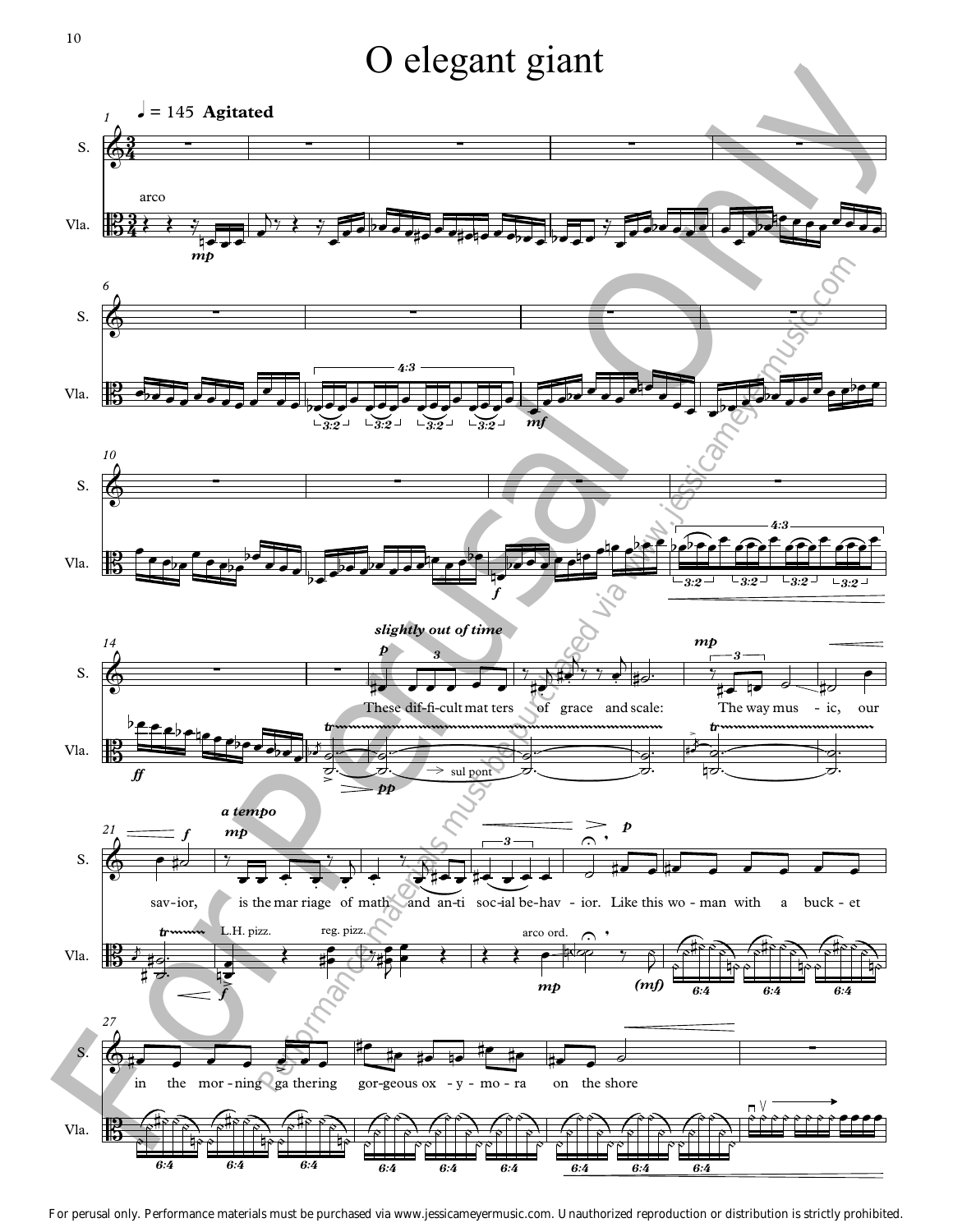# O elegant giant

♩ = 145 **Agitated**

S.

Vla.

arco

*mp*

*mf*

*f*

*ff*

*slightly out of time*

*p*

These dif-fi-cult mat ters of grace and scale: The way mus - ic, our

*mp*

sul pont

*pp*

sav - ior, is the mar riage of math and an-ti soc-ial be-hav - ior. Like this wo - man with a buck - et

*a tempo*

*mp*

L.H. pizz.

reg. pizz.

arco ord.

*(mf)*

in the mor - ning ga thering gor-geous ox - y - mo - ra on the shore

For perusal only. Performance materials must be purchased via www.jessicameyermusic.com. Unauthorized reproduction or distribution is strictly prohibited.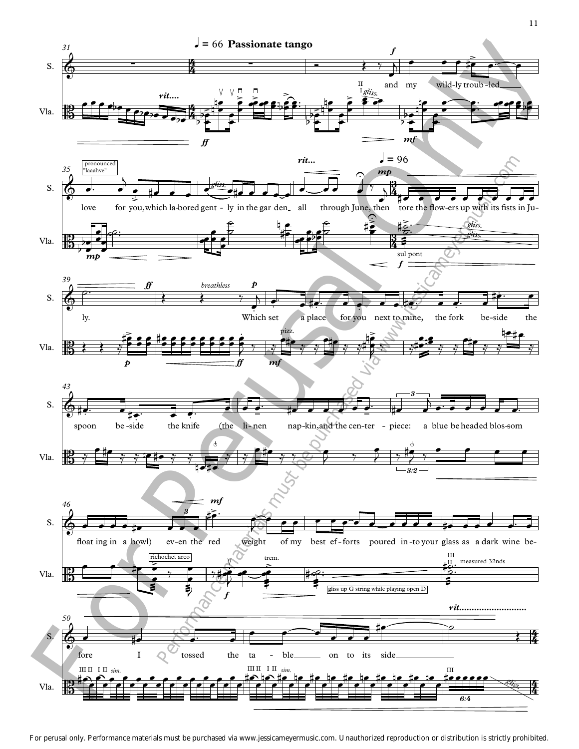♩ = 66 **Passionate tango**

and my wild-ly troub-led love for you, which la-bored gent-ly in the gar-den all through June, then tore the flow-ers up with its fists in Ju-ly. Which set a place for you next to mine, the fork be-side the spoon be-side the knife (the li-nen nap-kin, and the cen-ter-piece: a blue be-headed blos-som float-ing in a bowl) ev-en the red weight of my best ef-forts poured in-to your glass as a dark wine be-fore I tossed the ta-ble on to its side

For perusal only. Performance materials must be purchased via www.jessicameyermusic.com. Unauthorized reproduction or distribution is strictly prohibited.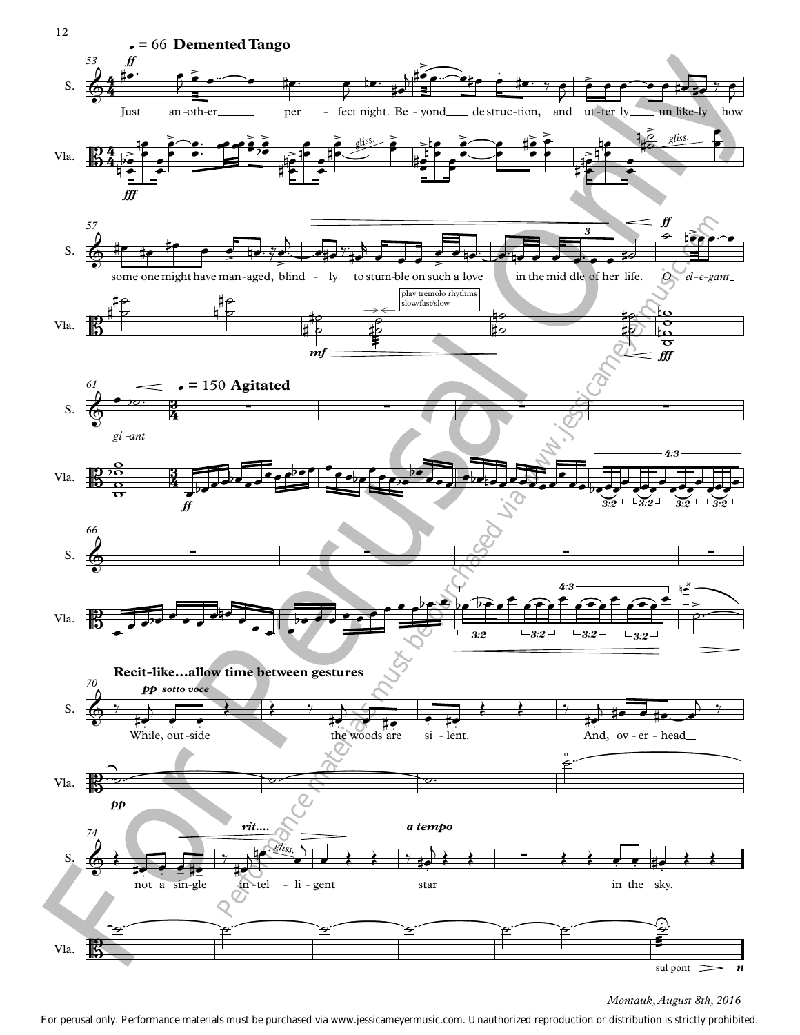♩= 66 **Demented Tango**

Just an-oth-er per - fect night. Be-yond de struc-tion, and ut-ter ly un like-ly how

some one might have man-aged, blind - ly to stum-ble on such a love in the mid dle of her life. *O el-e-gant*

play tremolo rhythms slow/fast/slow

*gi -ant*

♩= 150 **Agitated**

**Recit-like…allow time between gestures**

*pp sotto voce*

While, out-side the woods are si - lent. And, ov - er - head

*rit....* *a tempo*

not a sin-gle in-tel - li-gent star in the sky.

sul pont

*Montauk, August 8th, 2016*

For perusal only. Performance materials must be purchased via www.jessicameyermusic.com. Unauthorized reproduction or distribution is strictly prohibited.